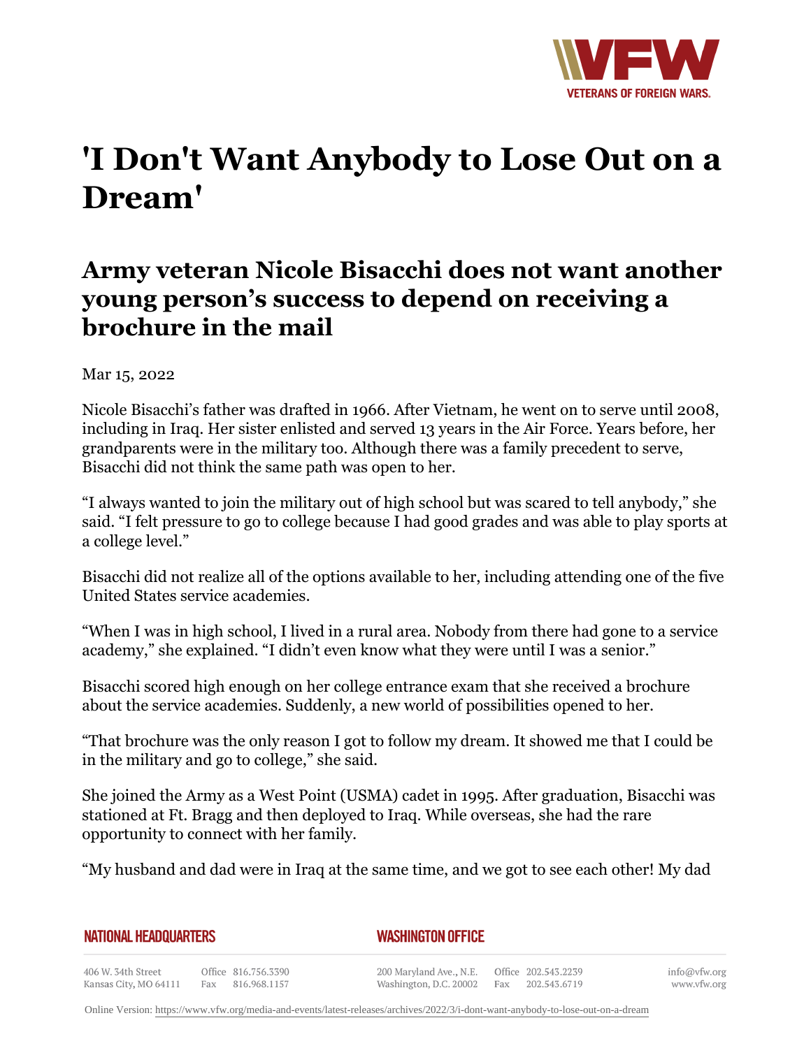# 'I Don't Want Anybody to Lose Out on a Dream'

## Army veteran Nicole Bisacchi does not want another young person's success to depend on receiving a brochure in the mail

Mar 15, 2022

Nicole Bisacchi's father was drafted in 1966. After Vietnam, he went on to serve until 2008, including in Iraq. Her sister enlisted and served 13 years in the Air Force. Years before, her grandparents were in the military too. Although there was a family precedent to serve, Bisacchi did not think the same path was open to her.

"I always wanted to join the military out of high school but was scared to tell anybody," she said. "I felt pressure to go to college because I had good grades and was able to play sports at a college level."

Bisacchi did not realize all of the options available to her, including attending one of the five United States service academies.

"When I was in high school, I lived in a rural area. Nobody from there had gone to a service academy," she explained. "I didn't even know what they were until I was a senior."

Bisacchi scored high enough on her college entrance exam that she received a brochure about the service academies. Suddenly, a new world of possibilities opened to her.

"That brochure was the only reason I got to follow my dream. It showed me that I could be in the military and go to college," she said.

She joined the Army as a West Point (USMA) cadet in 1995. After graduation, Bisacchi was stationed at Ft. Bragg and then deployed to Iraq. While overseas, she had the rare opportunity to connect with her family.

"My husband and dad were in Iraq at the same time, and we got to see each other! My dad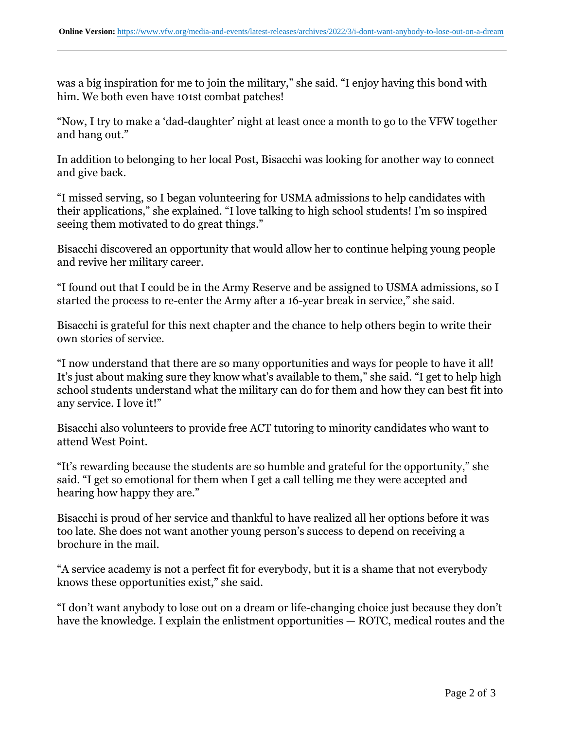was a big inspiration for me to join the military," she said. "I enjoy having this bond with him. We both even have 101st combat patches!

"Now, I try to make a 'dad-daughter' night at least once a month to go to the VFW together and hang out."

In addition to belonging to her local Post, Bisacchi was looking for another way to connect and give back.

"I missed serving, so I began volunteering for USMA admissions to help candidates with their applications," she explained. "I love talking to high school students! I'm so inspired seeing them motivated to do great things."

Bisacchi discovered an opportunity that would allow her to continue helping young people and revive her military career.

"I found out that I could be in the Army Reserve and be assigned to USMA admissions, so I started the process to re-enter the Army after a 16-year break in service," she said.

Bisacchi is grateful for this next chapter and the chance to help others begin to write their own stories of service.

"I now understand that there are so many opportunities and ways for people to have it all! It's just about making sure they know what's available to them," she said. "I get to help high school students understand what the military can do for them and how they can best fit into any service. I love it!"

Bisacchi also volunteers to provide free ACT tutoring to minority candidates who want to attend West Point.

"It's rewarding because the students are so humble and grateful for the opportunity," she said. "I get so emotional for them when I get a call telling me they were accepted and hearing how happy they are."

Bisacchi is proud of her service and thankful to have realized all her options before it was too late. She does not want another young person's success to depend on receiving a brochure in the mail.

"A service academy is not a perfect fit for everybody, but it is a shame that not everybody knows these opportunities exist," she said.

"I don't want anybody to lose out on a dream or life-changing choice just because they don't have the knowledge. I explain the enlistment opportunities — ROTC, medical routes and the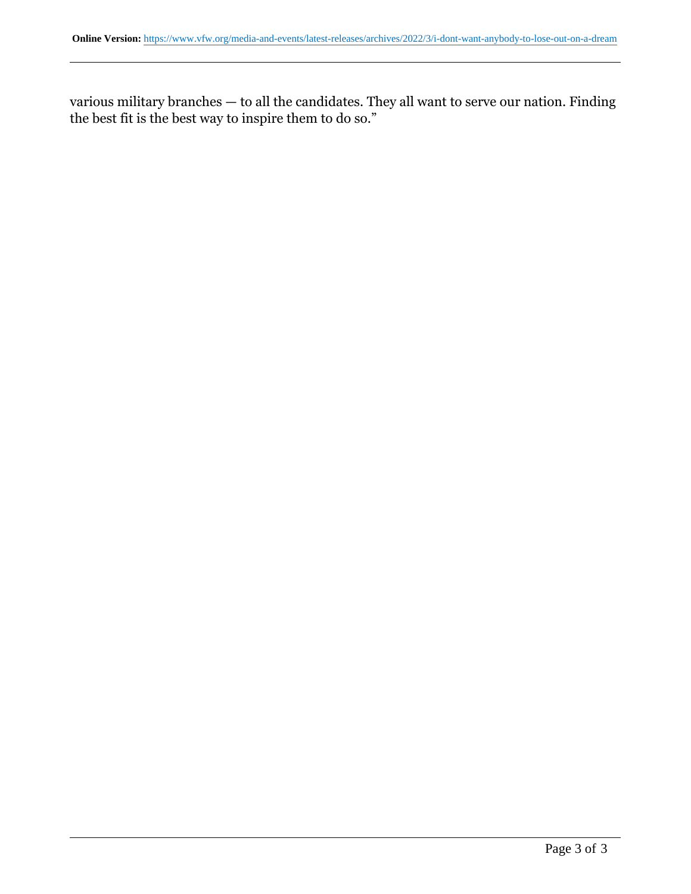various military branches — to all the candidates. They all want to serve our nation. Finding the best fit is the best way to inspire them to do so."